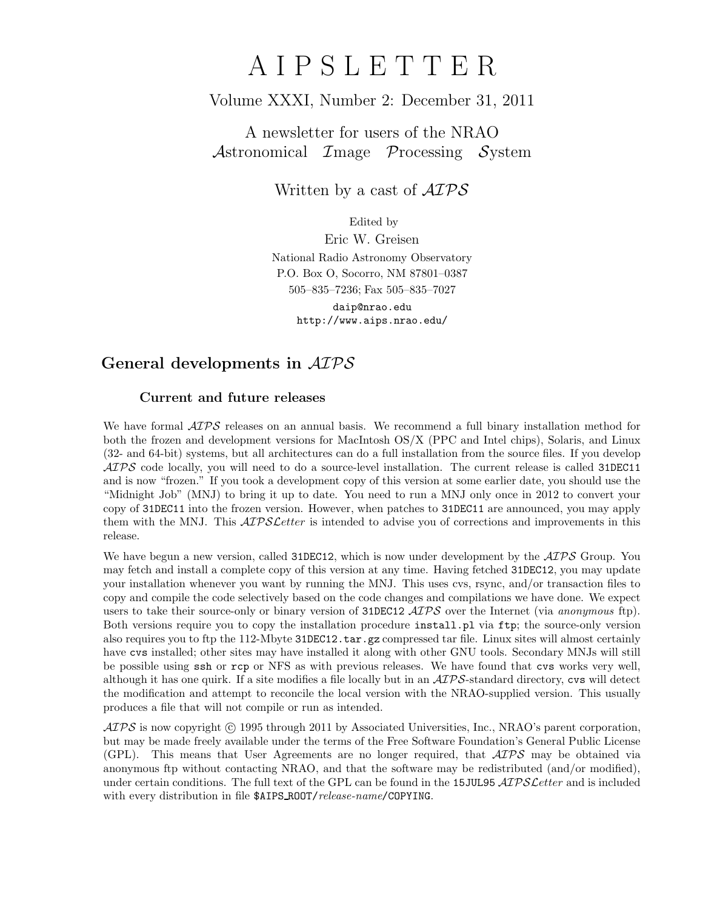# A I P S L E T T E R

Volume XXXI, Number 2: December 31, 2011

A newsletter for users of the NRAO
*A*stronomical *I*mage *P*rocessing *S*ystem

Written by a cast of *AIPS*

Edited by
Eric W. Greisen
National Radio Astronomy Observatory
P.O. Box O, Socorro, NM 87801–0387
505–835–7236; Fax 505–835–7027
daip@nrao.edu
http://www.aips.nrao.edu/

## General developments in *AIPS*

### Current and future releases

We have formal *AIPS* releases on an annual basis. We recommend a full binary installation method for both the frozen and development versions for MacIntosh OS/X (PPC and Intel chips), Solaris, and Linux (32- and 64-bit) systems, but all architectures can do a full installation from the source files. If you develop *AIPS* code locally, you will need to do a source-level installation. The current release is called `31DEC11` and is now "frozen." If you took a development copy of this version at some earlier date, you should use the "Midnight Job" (MNJ) to bring it up to date. You need to run a MNJ only once in 2012 to convert your copy of `31DEC11` into the frozen version. However, when patches to `31DEC11` are announced, you may apply them with the MNJ. This *AIPSLetter* is intended to advise you of corrections and improvements in this release.

We have begun a new version, called `31DEC12`, which is now under development by the *AIPS* Group. You may fetch and install a complete copy of this version at any time. Having fetched `31DEC12`, you may update your installation whenever you want by running the MNJ. This uses cvs, rsync, and/or transaction files to copy and compile the code selectively based on the code changes and compilations we have done. We expect users to take their source-only or binary version of `31DEC12` *AIPS* over the Internet (via *anonymous* ftp). Both versions require you to copy the installation procedure `install.pl` via `ftp`; the source-only version also requires you to ftp the 112-Mbyte `31DEC12.tar.gz` compressed tar file. Linux sites will almost certainly have `cvs` installed; other sites may have installed it along with other GNU tools. Secondary MNJs will still be possible using `ssh` or `rcp` or NFS as with previous releases. We have found that `cvs` works very well, although it has one quirk. If a site modifies a file locally but in an *AIPS*-standard directory, `cvs` will detect the modification and attempt to reconcile the local version with the NRAO-supplied version. This usually produces a file that will not compile or run as intended.

*AIPS* is now copyright © 1995 through 2011 by Associated Universities, Inc., NRAO's parent corporation, but may be made freely available under the terms of the Free Software Foundation's General Public License (GPL). This means that User Agreements are no longer required, that *AIPS* may be obtained via anonymous ftp without contacting NRAO, and that the software may be redistributed (and/or modified), under certain conditions. The full text of the GPL can be found in the `15JUL95` *AIPSLetter* and is included with every distribution in file `$AIPS_ROOT/`*release-name*`/COPYING`.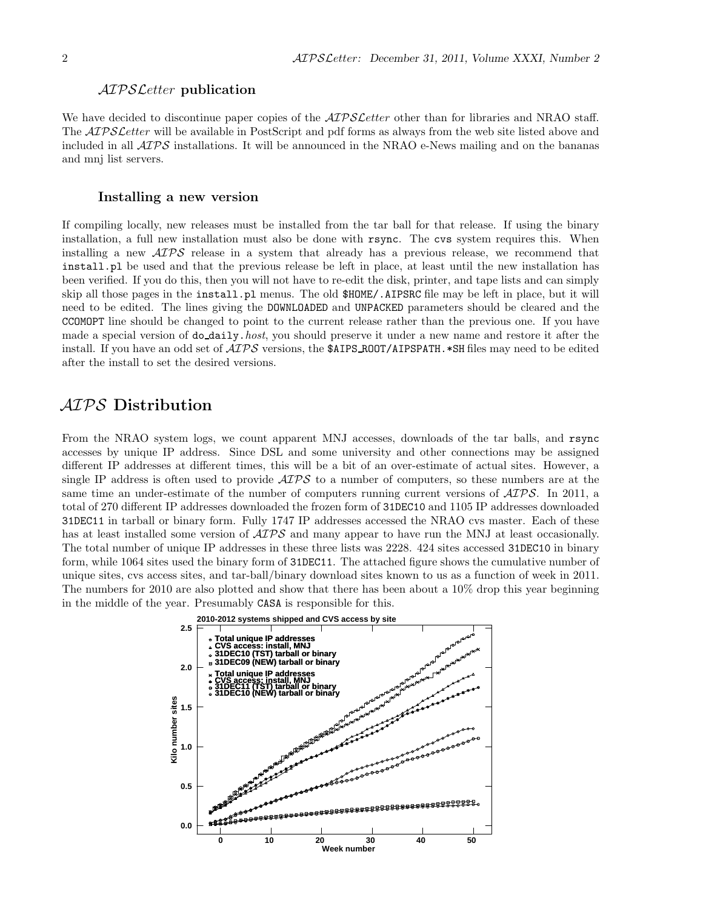### *AIPSLetter* publication

We have decided to discontinue paper copies of the *AIPSLetter* other than for libraries and NRAO staff. The *AIPSLetter* will be available in PostScript and pdf forms as always from the web site listed above and included in all *AIPS* installations. It will be announced in the NRAO e-News mailing and on the bananas and mnj list servers.

### Installing a new version

If compiling locally, new releases must be installed from the tar ball for that release. If using the binary installation, a full new installation must also be done with `rsync`. The `cvs` system requires this. When installing a new *AIPS* release in a system that already has a previous release, we recommend that `install.pl` be used and that the previous release be left in place, at least until the new installation has been verified. If you do this, then you will not have to re-edit the disk, printer, and tape lists and can simply skip all those pages in the `install.pl` menus. The old `$HOME/.AIPSRC` file may be left in place, but it will need to be edited. The lines giving the `DOWNLOADED` and `UNPACKED` parameters should be cleared and the `CCOMOPT` line should be changed to point to the current release rather than the previous one. If you have made a special version of `do_daily.`*host*, you should preserve it under a new name and restore it after the install. If you have an odd set of *AIPS* versions, the `$AIPS_ROOT/AIPSPATH.*SH` files may need to be edited after the install to set the desired versions.

## *AIPS* Distribution

From the NRAO system logs, we count apparent MNJ accesses, downloads of the tar balls, and `rsync` accesses by unique IP address. Since DSL and some university and other connections may be assigned different IP addresses at different times, this will be a bit of an over-estimate of actual sites. However, a single IP address is often used to provide *AIPS* to a number of computers, so these numbers are at the same time an under-estimate of the number of computers running current versions of *AIPS*. In 2011, a total of 270 different IP addresses downloaded the frozen form of `31DEC10` and 1105 IP addresses downloaded `31DEC11` in tarball or binary form. Fully 1747 IP addresses accessed the NRAO cvs master. Each of these has at least installed some version of *AIPS* and many appear to have run the MNJ at least occasionally. The total number of unique IP addresses in these three lists was 2228. 424 sites accessed `31DEC10` in binary form, while 1064 sites used the binary form of `31DEC11`. The attached figure shows the cumulative number of unique sites, cvs access sites, and tar-ball/binary download sites known to us as a function of week in 2011. The numbers for 2010 are also plotted and show that there has been about a 10% drop this year beginning in the middle of the year. Presumably `CASA` is responsible for this.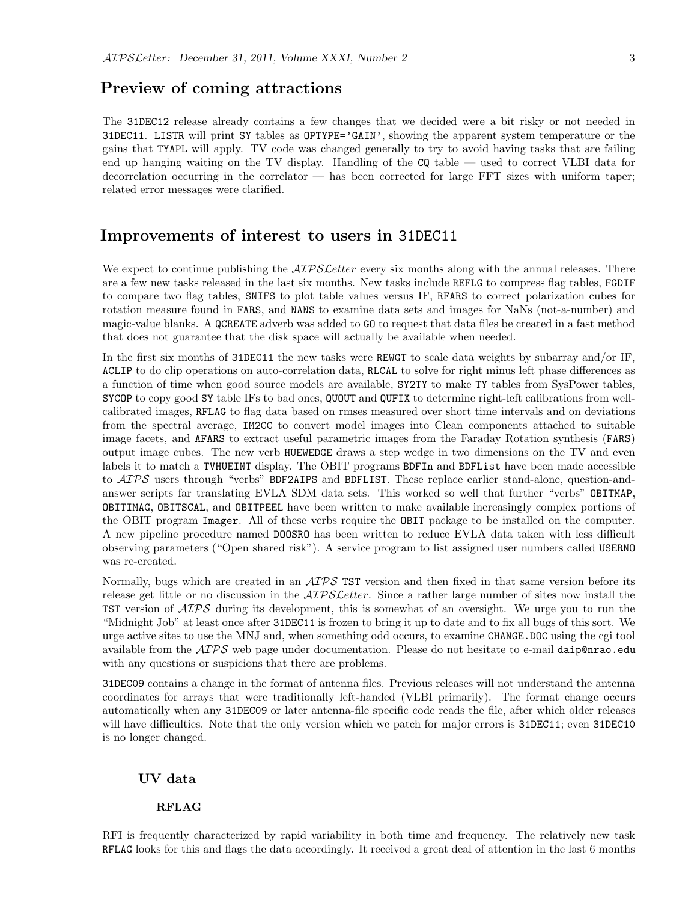## Preview of coming attractions

The 31DEC12 release already contains a few changes that we decided were a bit risky or not needed in 31DEC11. LISTR will print SY tables as OPTYPE='GAIN', showing the apparent system temperature or the gains that TYAPL will apply. TV code was changed generally to try to avoid having tasks that are failing end up hanging waiting on the TV display. Handling of the CQ table — used to correct VLBI data for decorrelation occurring in the correlator — has been corrected for large FFT sizes with uniform taper; related error messages were clarified.

## Improvements of interest to users in 31DEC11

We expect to continue publishing the *AIPSLetter* every six months along with the annual releases. There are a few new tasks released in the last six months. New tasks include REFLG to compress flag tables, FGDIF to compare two flag tables, SNIFS to plot table values versus IF, RFARS to correct polarization cubes for rotation measure found in FARS, and NANS to examine data sets and images for NaNs (not-a-number) and magic-value blanks. A QCREATE adverb was added to GO to request that data files be created in a fast method that does not guarantee that the disk space will actually be available when needed.

In the first six months of 31DEC11 the new tasks were REWGT to scale data weights by subarray and/or IF, ACLIP to do clip operations on auto-correlation data, RLCAL to solve for right minus left phase differences as a function of time when good source models are available, SY2TY to make TY tables from SysPower tables, SYCOP to copy good SY table IFs to bad ones, QUOUT and QUFIX to determine right-left calibrations from well-calibrated images, RFLAG to flag data based on rmses measured over short time intervals and on deviations from the spectral average, IM2CC to convert model images into Clean components attached to suitable image facets, and AFARS to extract useful parametric images from the Faraday Rotation synthesis (FARS) output image cubes. The new verb HUEWEDGE draws a step wedge in two dimensions on the TV and even labels it to match a TVHUEINT display. The OBIT programs BDFIn and BDFList have been made accessible to *AIPS* users through "verbs" BDF2AIPS and BDFLIST. These replace earlier stand-alone, question-and-answer scripts far translating EVLA SDM data sets. This worked so well that further "verbs" OBITMAP, OBITIMAG, OBITSCAL, and OBITPEEL have been written to make available increasingly complex portions of the OBIT program Imager. All of these verbs require the OBIT package to be installed on the computer. A new pipeline procedure named DOOSRO has been written to reduce EVLA data taken with less difficult observing parameters ("Open shared risk"). A service program to list assigned user numbers called USERNO was re-created.

Normally, bugs which are created in an *AIPS* TST version and then fixed in that same version before its release get little or no discussion in the *AIPSLetter*. Since a rather large number of sites now install the TST version of *AIPS* during its development, this is somewhat of an oversight. We urge you to run the "Midnight Job" at least once after 31DEC11 is frozen to bring it up to date and to fix all bugs of this sort. We urge active sites to use the MNJ and, when something odd occurs, to examine CHANGE.DOC using the cgi tool available from the *AIPS* web page under documentation. Please do not hesitate to e-mail daip@nrao.edu with any questions or suspicions that there are problems.

31DEC09 contains a change in the format of antenna files. Previous releases will not understand the antenna coordinates for arrays that were traditionally left-handed (VLBI primarily). The format change occurs automatically when any 31DEC09 or later antenna-file specific code reads the file, after which older releases will have difficulties. Note that the only version which we patch for major errors is 31DEC11; even 31DEC10 is no longer changed.

### UV data

#### RFLAG

RFI is frequently characterized by rapid variability in both time and frequency. The relatively new task RFLAG looks for this and flags the data accordingly. It received a great deal of attention in the last 6 months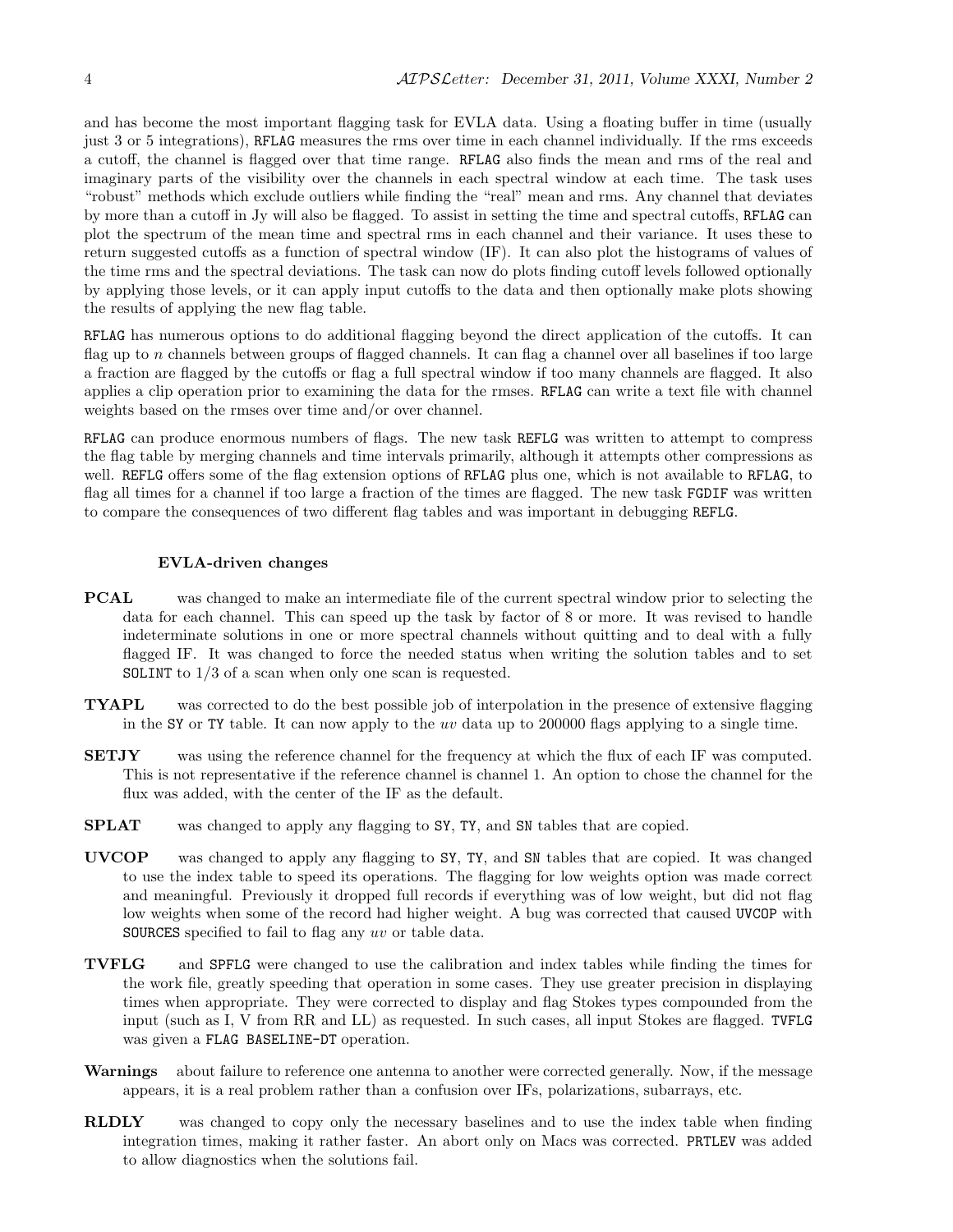and has become the most important flagging task for EVLA data. Using a floating buffer in time (usually just 3 or 5 integrations), RFLAG measures the rms over time in each channel individually. If the rms exceeds a cutoff, the channel is flagged over that time range. RFLAG also finds the mean and rms of the real and imaginary parts of the visibility over the channels in each spectral window at each time. The task uses "robust" methods which exclude outliers while finding the "real" mean and rms. Any channel that deviates by more than a cutoff in Jy will also be flagged. To assist in setting the time and spectral cutoffs, RFLAG can plot the spectrum of the mean time and spectral rms in each channel and their variance. It uses these to return suggested cutoffs as a function of spectral window (IF). It can also plot the histograms of values of the time rms and the spectral deviations. The task can now do plots finding cutoff levels followed optionally by applying those levels, or it can apply input cutoffs to the data and then optionally make plots showing the results of applying the new flag table.

RFLAG has numerous options to do additional flagging beyond the direct application of the cutoffs. It can flag up to $n$ channels between groups of flagged channels. It can flag a channel over all baselines if too large a fraction are flagged by the cutoffs or flag a full spectral window if too many channels are flagged. It also applies a clip operation prior to examining the data for the rmses. RFLAG can write a text file with channel weights based on the rmses over time and/or over channel.

RFLAG can produce enormous numbers of flags. The new task REFLG was written to attempt to compress the flag table by merging channels and time intervals primarily, although it attempts other compressions as well. REFLG offers some of the flag extension options of RFLAG plus one, which is not available to RFLAG, to flag all times for a channel if too large a fraction of the times are flagged. The new task FGDIF was written to compare the consequences of two different flag tables and was important in debugging REFLG.

#### EVLA-driven changes

**PCAL** was changed to make an intermediate file of the current spectral window prior to selecting the data for each channel. This can speed up the task by factor of 8 or more. It was revised to handle indeterminate solutions in one or more spectral channels without quitting and to deal with a fully flagged IF. It was changed to force the needed status when writing the solution tables and to set SOLINT to 1/3 of a scan when only one scan is requested.

**TYAPL** was corrected to do the best possible job of interpolation in the presence of extensive flagging in the SY or TY table. It can now apply to the *uv* data up to 200000 flags applying to a single time.

**SETJY** was using the reference channel for the frequency at which the flux of each IF was computed. This is not representative if the reference channel is channel 1. An option to chose the channel for the flux was added, with the center of the IF as the default.

**SPLAT** was changed to apply any flagging to SY, TY, and SN tables that are copied.

**UVCOP** was changed to apply any flagging to SY, TY, and SN tables that are copied. It was changed to use the index table to speed its operations. The flagging for low weights option was made correct and meaningful. Previously it dropped full records if everything was of low weight, but did not flag low weights when some of the record had higher weight. A bug was corrected that caused UVCOP with SOURCES specified to fail to flag any *uv* or table data.

**TVFLG** and SPFLG were changed to use the calibration and index tables while finding the times for the work file, greatly speeding that operation in some cases. They use greater precision in displaying times when appropriate. They were corrected to display and flag Stokes types compounded from the input (such as I, V from RR and LL) as requested. In such cases, all input Stokes are flagged. TVFLG was given a FLAG BASELINE-DT operation.

**Warnings** about failure to reference one antenna to another were corrected generally. Now, if the message appears, it is a real problem rather than a confusion over IFs, polarizations, subarrays, etc.

**RLDLY** was changed to copy only the necessary baselines and to use the index table when finding integration times, making it rather faster. An abort only on Macs was corrected. PRTLEV was added to allow diagnostics when the solutions fail.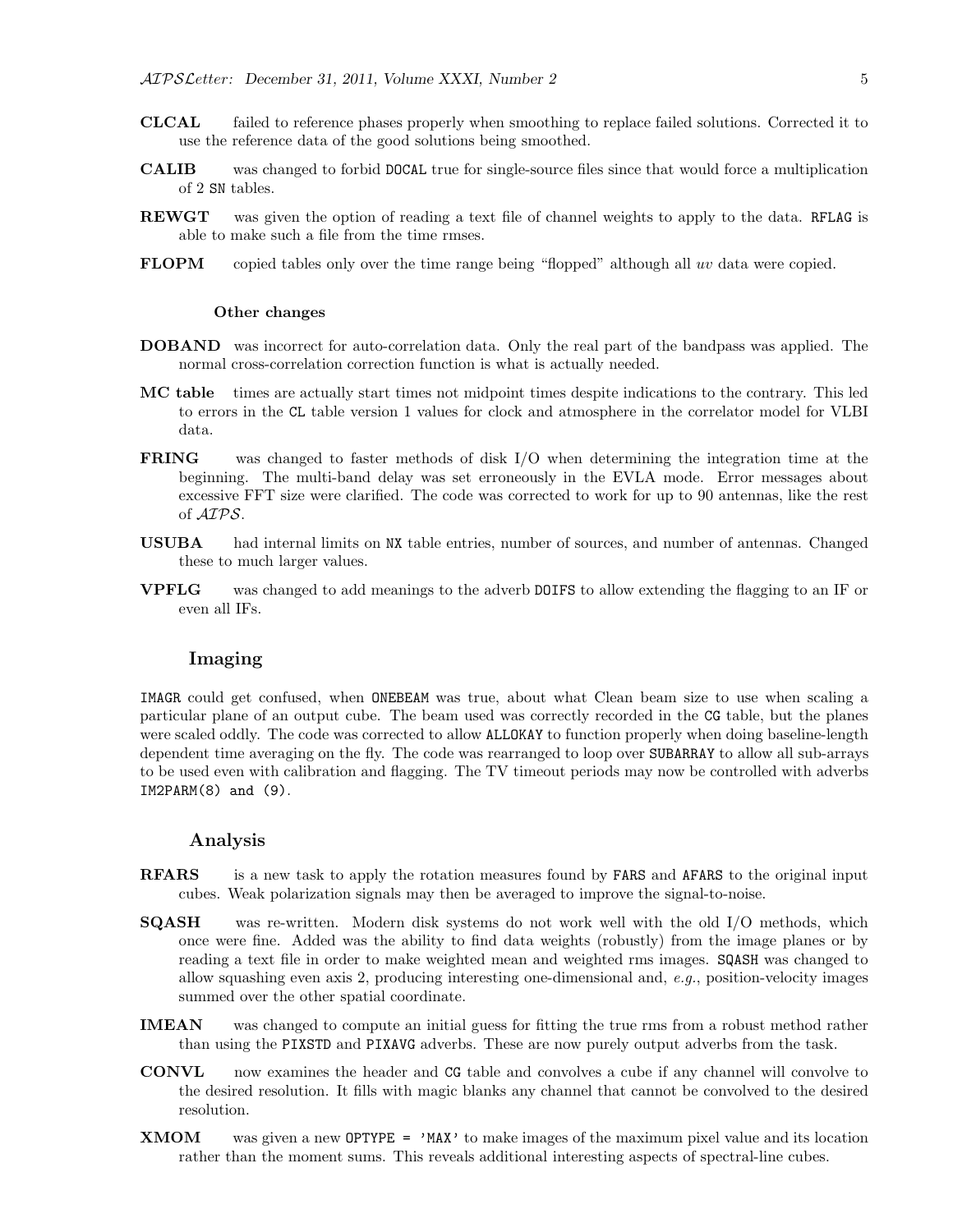**CLCAL** failed to reference phases properly when smoothing to replace failed solutions. Corrected it to use the reference data of the good solutions being smoothed.

**CALIB** was changed to forbid `DOCAL` true for single-source files since that would force a multiplication of 2 `SN` tables.

**REWGT** was given the option of reading a text file of channel weights to apply to the data. `RFLAG` is able to make such a file from the time rmses.

**FLOPM** copied tables only over the time range being "flopped" although all *uv* data were copied.

#### Other changes

**DOBAND** was incorrect for auto-correlation data. Only the real part of the bandpass was applied. The normal cross-correlation correction function is what is actually needed.

**MC table** times are actually start times not midpoint times despite indications to the contrary. This led to errors in the `CL` table version 1 values for clock and atmosphere in the correlator model for VLBI data.

**FRING** was changed to faster methods of disk I/O when determining the integration time at the beginning. The multi-band delay was set erroneously in the EVLA mode. Error messages about excessive FFT size were clarified. The code was corrected to work for up to 90 antennas, like the rest of *AIPS*.

**USUBA** had internal limits on `NX` table entries, number of sources, and number of antennas. Changed these to much larger values.

**VPFLG** was changed to add meanings to the adverb `DOIFS` to allow extending the flagging to an IF or even all IFs.

### Imaging

`IMAGR` could get confused, when `ONEBEAM` was true, about what Clean beam size to use when scaling a particular plane of an output cube. The beam used was correctly recorded in the `CG` table, but the planes were scaled oddly. The code was corrected to allow `ALLOKAY` to function properly when doing baseline-length dependent time averaging on the fly. The code was rearranged to loop over `SUBARRAY` to allow all sub-arrays to be used even with calibration and flagging. The TV timeout periods may now be controlled with adverbs `IM2PARM(8) and (9)`.

### Analysis

**RFARS** is a new task to apply the rotation measures found by `FARS` and `AFARS` to the original input cubes. Weak polarization signals may then be averaged to improve the signal-to-noise.

**SQASH** was re-written. Modern disk systems do not work well with the old I/O methods, which once were fine. Added was the ability to find data weights (robustly) from the image planes or by reading a text file in order to make weighted mean and weighted rms images. `SQASH` was changed to allow squashing even axis 2, producing interesting one-dimensional and, *e.g.*, position-velocity images summed over the other spatial coordinate.

**IMEAN** was changed to compute an initial guess for fitting the true rms from a robust method rather than using the `PIXSTD` and `PIXAVG` adverbs. These are now purely output adverbs from the task.

**CONVL** now examines the header and `CG` table and convolves a cube if any channel will convolve to the desired resolution. It fills with magic blanks any channel that cannot be convolved to the desired resolution.

**XMOM** was given a new `OPTYPE = 'MAX'` to make images of the maximum pixel value and its location rather than the moment sums. This reveals additional interesting aspects of spectral-line cubes.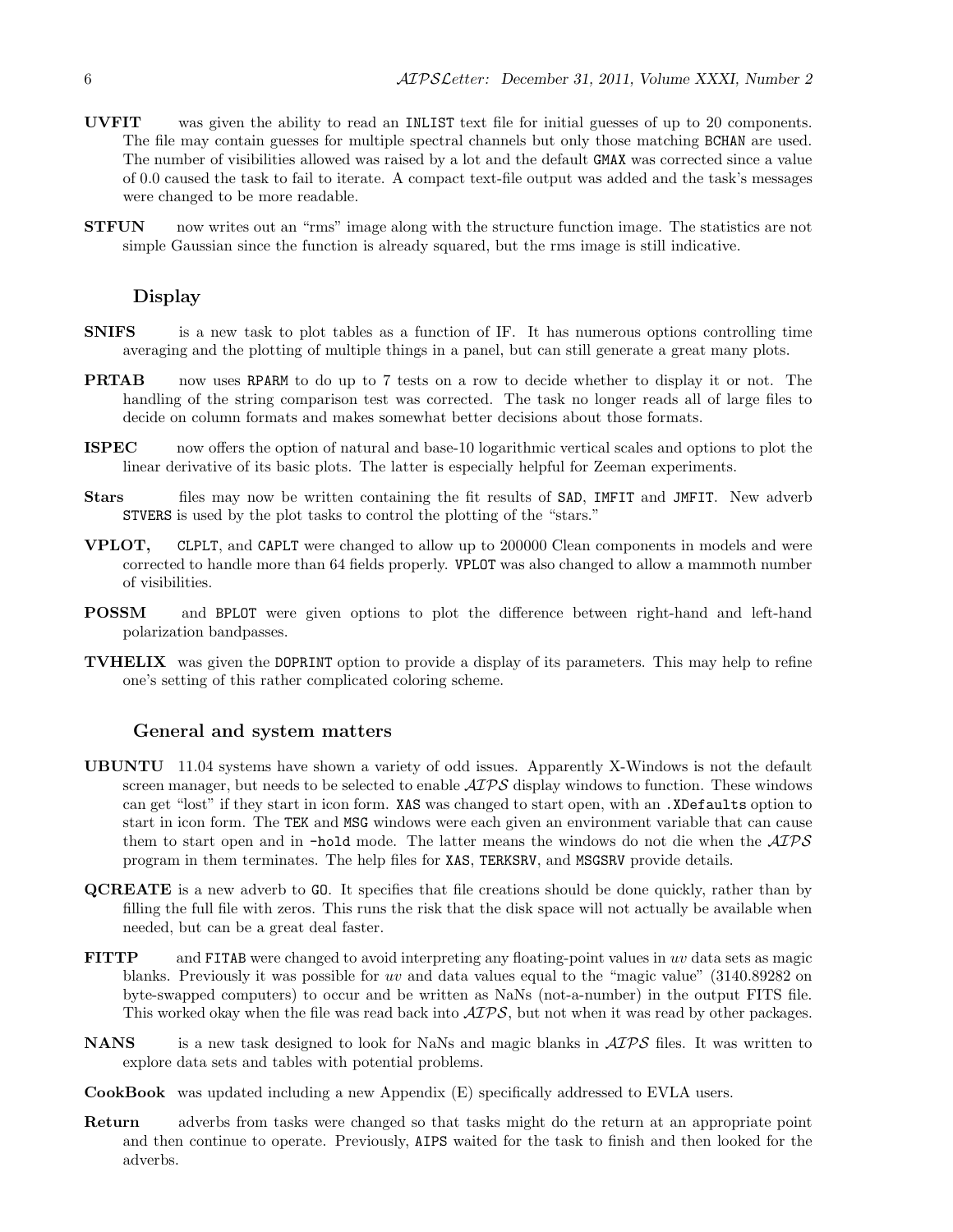**UVFIT** was given the ability to read an `INLIST` text file for initial guesses of up to 20 components. The file may contain guesses for multiple spectral channels but only those matching `BCHAN` are used. The number of visibilities allowed was raised by a lot and the default `GMAX` was corrected since a value of 0.0 caused the task to fail to iterate. A compact text-file output was added and the task's messages were changed to be more readable.

**STFUN** now writes out an "rms" image along with the structure function image. The statistics are not simple Gaussian since the function is already squared, but the rms image is still indicative.

### Display

**SNIFS** is a new task to plot tables as a function of IF. It has numerous options controlling time averaging and the plotting of multiple things in a panel, but can still generate a great many plots.

**PRTAB** now uses `RPARM` to do up to 7 tests on a row to decide whether to display it or not. The handling of the string comparison test was corrected. The task no longer reads all of large files to decide on column formats and makes somewhat better decisions about those formats.

**ISPEC** now offers the option of natural and base-10 logarithmic vertical scales and options to plot the linear derivative of its basic plots. The latter is especially helpful for Zeeman experiments.

**Stars** files may now be written containing the fit results of `SAD`, `IMFIT` and `JMFIT`. New adverb `STVERS` is used by the plot tasks to control the plotting of the "stars."

**VPLOT,** `CLPLT`, and `CAPLT` were changed to allow up to 200000 Clean components in models and were corrected to handle more than 64 fields properly. `VPLOT` was also changed to allow a mammoth number of visibilities.

**POSSM** and `BPLOT` were given options to plot the difference between right-hand and left-hand polarization bandpasses.

**TVHELIX** was given the `DOPRINT` option to provide a display of its parameters. This may help to refine one's setting of this rather complicated coloring scheme.

### General and system matters

**UBUNTU** 11.04 systems have shown a variety of odd issues. Apparently X-Windows is not the default screen manager, but needs to be selected to enable *AIPS* display windows to function. These windows can get "lost" if they start in icon form. `XAS` was changed to start open, with an `.XDefaults` option to start in icon form. The `TEK` and `MSG` windows were each given an environment variable that can cause them to start open and in `-hold` mode. The latter means the windows do not die when the *AIPS* program in them terminates. The help files for `XAS`, `TERKSRV`, and `MSGSRV` provide details.

**QCREATE** is a new adverb to `GO`. It specifies that file creations should be done quickly, rather than by filling the full file with zeros. This runs the risk that the disk space will not actually be available when needed, but can be a great deal faster.

**FITTP** and `FITAB` were changed to avoid interpreting any floating-point values in *uv* data sets as magic blanks. Previously it was possible for *uv* and data values equal to the "magic value" (3140.89282 on byte-swapped computers) to occur and be written as NaNs (not-a-number) in the output FITS file. This worked okay when the file was read back into *AIPS*, but not when it was read by other packages.

**NANS** is a new task designed to look for NaNs and magic blanks in *AIPS* files. It was written to explore data sets and tables with potential problems.

**CookBook** was updated including a new Appendix (E) specifically addressed to EVLA users.

**Return** adverbs from tasks were changed so that tasks might do the return at an appropriate point and then continue to operate. Previously, `AIPS` waited for the task to finish and then looked for the adverbs.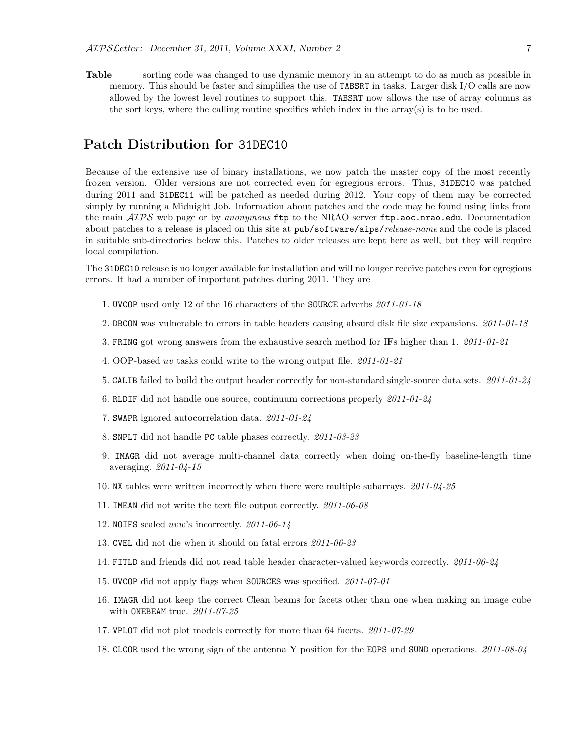**Table** sorting code was changed to use dynamic memory in an attempt to do as much as possible in memory. This should be faster and simplifies the use of `TABSRT` in tasks. Larger disk I/O calls are now allowed by the lowest level routines to support this. `TABSRT` now allows the use of array columns as the sort keys, where the calling routine specifies which index in the array(s) is to be used.

## Patch Distribution for 31DEC10

Because of the extensive use of binary installations, we now patch the master copy of the most recently frozen version. Older versions are not corrected even for egregious errors. Thus, `31DEC10` was patched during 2011 and `31DEC11` will be patched as needed during 2012. Your copy of them may be corrected simply by running a Midnight Job. Information about patches and the code may be found using links from the main *AIPS* web page or by *anonymous* `ftp` to the NRAO server `ftp.aoc.nrao.edu`. Documentation about patches to a release is placed on this site at `pub/software/aips/`*release-name* and the code is placed in suitable sub-directories below this. Patches to older releases are kept here as well, but they will require local compilation.

The `31DEC10` release is no longer available for installation and will no longer receive patches even for egregious errors. It had a number of important patches during 2011. They are

1. `UVCOP` used only 12 of the 16 characters of the `SOURCE` adverbs *2011-01-18*
2. `DBCON` was vulnerable to errors in table headers causing absurd disk file size expansions. *2011-01-18*
3. `FRING` got wrong answers from the exhaustive search method for IFs higher than 1. *2011-01-21*
4. OOP-based *uv* tasks could write to the wrong output file. *2011-01-21*
5. `CALIB` failed to build the output header correctly for non-standard single-source data sets. *2011-01-24*
6. `RLDIF` did not handle one source, continuum corrections properly *2011-01-24*
7. `SWAPR` ignored autocorrelation data. *2011-01-24*
8. `SNPLT` did not handle `PC` table phases correctly. *2011-03-23*
9. `IMAGR` did not average multi-channel data correctly when doing on-the-fly baseline-length time averaging. *2011-04-15*
10. `NX` tables were written incorrectly when there were multiple subarrays. *2011-04-25*
11. `IMEAN` did not write the text file output correctly. *2011-06-08*
12. `NOIFS` scaled *uvw*'s incorrectly. *2011-06-14*
13. `CVEL` did not die when it should on fatal errors *2011-06-23*
14. `FITLD` and friends did not read table header character-valued keywords correctly. *2011-06-24*
15. `UVCOP` did not apply flags when `SOURCES` was specified. *2011-07-01*
16. `IMAGR` did not keep the correct Clean beams for facets other than one when making an image cube with `ONEBEAM` true. *2011-07-25*
17. `VPLOT` did not plot models correctly for more than 64 facets. *2011-07-29*
18. `CLCOR` used the wrong sign of the antenna Y position for the `EOPS` and `SUND` operations. *2011-08-04*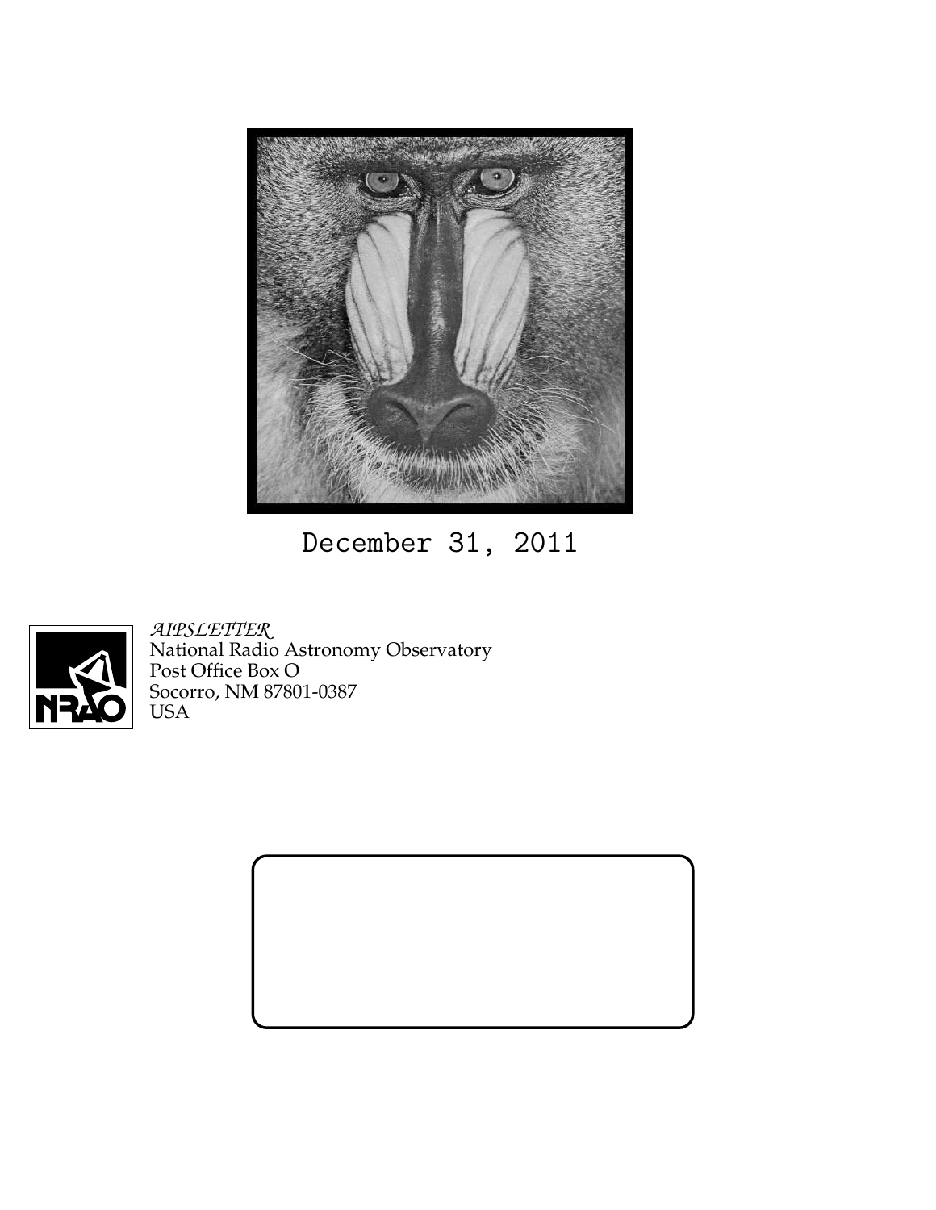December 31, 2011

*AIPSLETTER*
National Radio Astronomy Observatory
Post Office Box O
Socorro, NM 87801-0387
USA